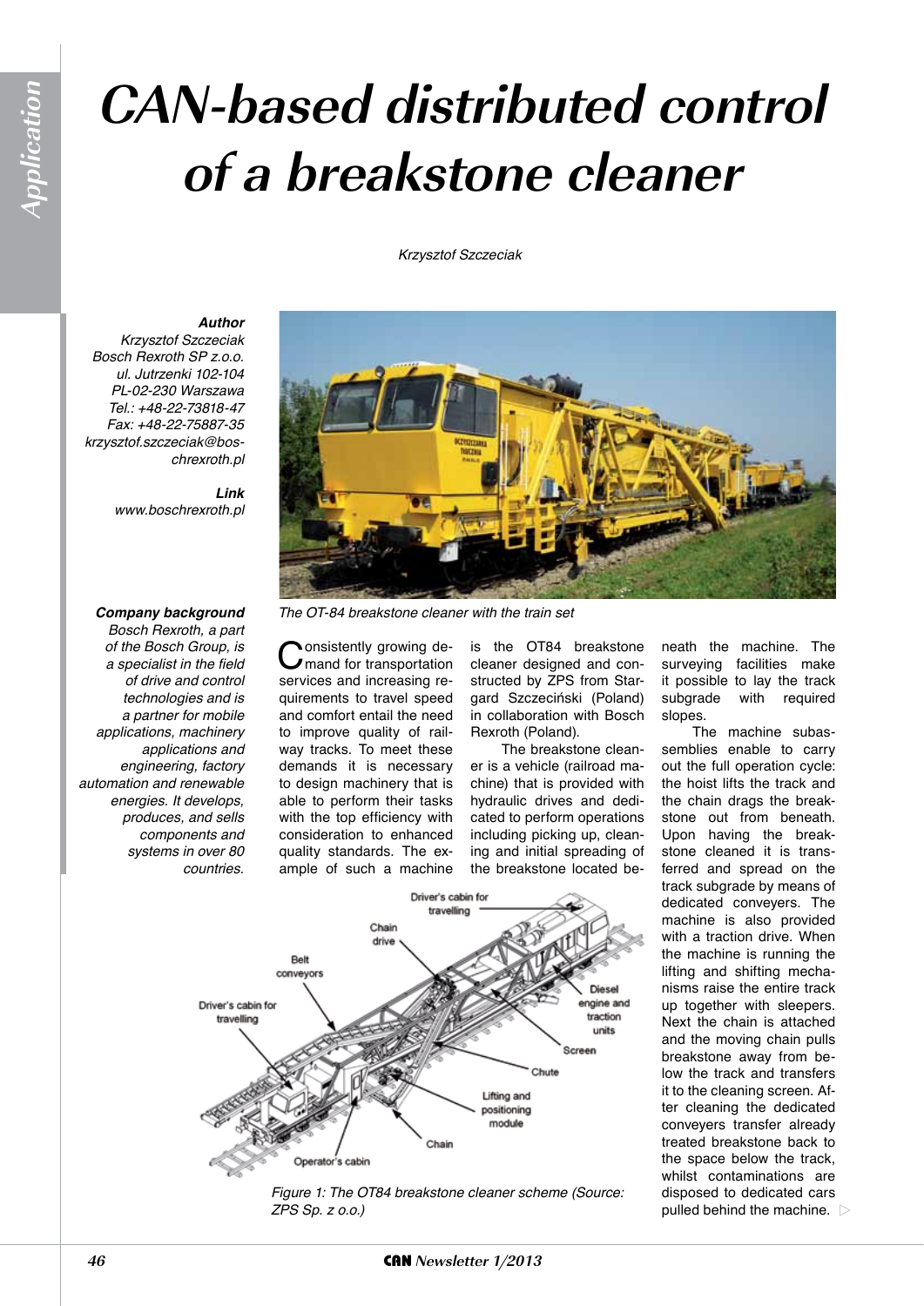# CAN-based distributed control of a breakstone cleaner

*Krzysztof Szczeciak*

***Author***
*Krzysztof Szczeciak*
*Bosch Rexroth SP z.o.o.*
*ul. Jutrzenki 102-104*
*PL-02-230 Warszawa*
*Tel.: +48-22-73818-47*
*Fax: +48-22-75887-35*
*krzysztof.szczeciak@boschrexroth.pl*

***Link***
*www.boschrexroth.pl*

***Company background***
*Bosch Rexroth, a part of the Bosch Group, is a specialist in the field of drive and control technologies and is a partner for mobile applications, machinery applications and engineering, factory automation and renewable energies. It develops, produces, and sells components and systems in over 80 countries.*

*The OT-84 breakstone cleaner with the train set*

Consistently growing demand for transportation services and increasing requirements to travel speed and comfort entail the need to improve quality of railway tracks. To meet these demands it is necessary to design machinery that is able to perform their tasks with the top efficiency with consideration to enhanced quality standards. The example of such a machine is the OT84 breakstone cleaner designed and constructed by ZPS from Stargard Szczeciński (Poland) in collaboration with Bosch Rexroth (Poland).

The breakstone cleaner is a vehicle (railroad machine) that is provided with hydraulic drives and dedicated to perform operations including picking up, cleaning and initial spreading of the breakstone located beneath the machine. The surveying facilities make it possible to lay the track subgrade with required slopes.

The machine subassemblies enable to carry out the full operation cycle: the hoist lifts the track and the chain drags the breakstone out from beneath. Upon having the breakstone cleaned it is transferred and spread on the track subgrade by means of dedicated conveyers. The machine is also provided with a traction drive. When the machine is running the lifting and shifting mechanisms raise the entire track up together with sleepers. Next the chain is attached and the moving chain pulls breakstone away from below the track and transfers it to the cleaning screen. After cleaning the dedicated conveyers transfer already treated breakstone back to the space below the track, whilst contaminations are disposed to dedicated cars pulled behind the machine.

*Figure 1: The OT84 breakstone cleaner scheme (Source: ZPS Sp. z o.o.)*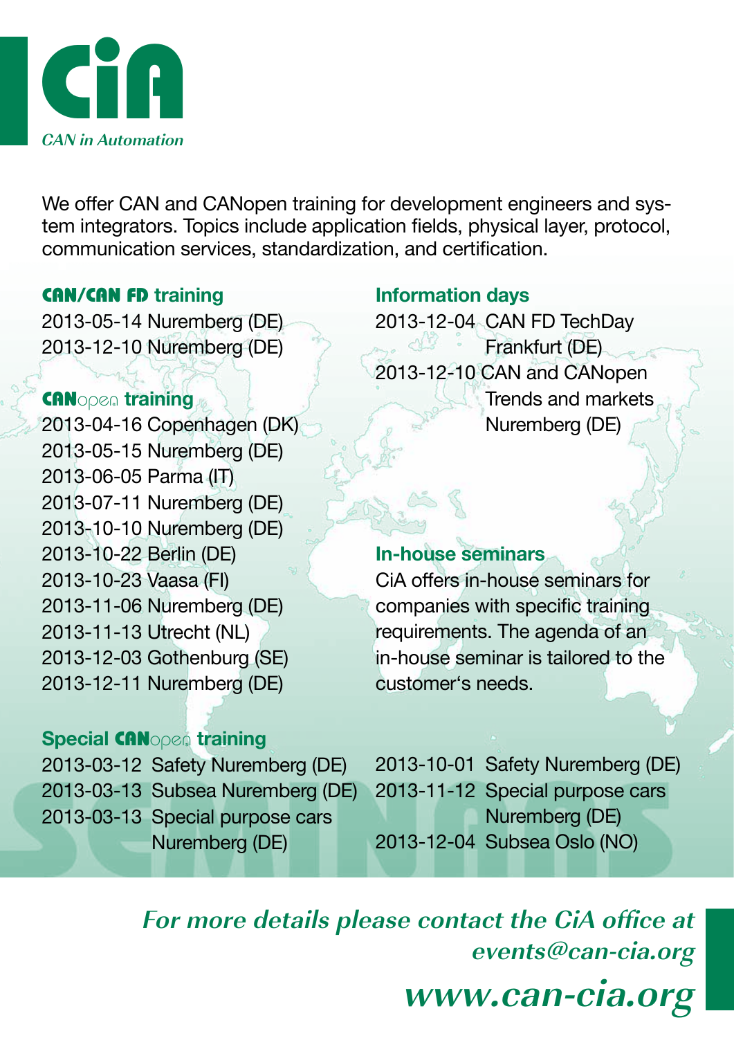**CiA**

*CAN in Automation*

We offer CAN and CANopen training for development engineers and system integrators. Topics include application fields, physical layer, protocol, communication services, standardization, and certification.

### CAN/CAN FD training

2013-05-14 Nuremberg (DE)
2013-12-10 Nuremberg (DE)

### CANopen training

2013-04-16 Copenhagen (DK)
2013-05-15 Nuremberg (DE)
2013-06-05 Parma (IT)
2013-07-11 Nuremberg (DE)
2013-10-10 Nuremberg (DE)
2013-10-22 Berlin (DE)
2013-10-23 Vaasa (FI)
2013-11-06 Nuremberg (DE)
2013-11-13 Utrecht (NL)
2013-12-03 Gothenburg (SE)
2013-12-11 Nuremberg (DE)

### Information days

2013-12-04 CAN FD TechDay Frankfurt (DE)
2013-12-10 CAN and CANopen Trends and markets Nuremberg (DE)

### In-house seminars

CiA offers in-house seminars for companies with specific training requirements. The agenda of an in-house seminar is tailored to the customer's needs.

### Special CANopen training

2013-03-12 Safety Nuremberg (DE)
2013-03-13 Subsea Nuremberg (DE)
2013-03-13 Special purpose cars Nuremberg (DE)
2013-10-01 Safety Nuremberg (DE)
2013-11-12 Special purpose cars Nuremberg (DE)
2013-12-04 Subsea Oslo (NO)

*For more details please contact the CiA office at*
*events@can-cia.org*

***www.can-cia.org***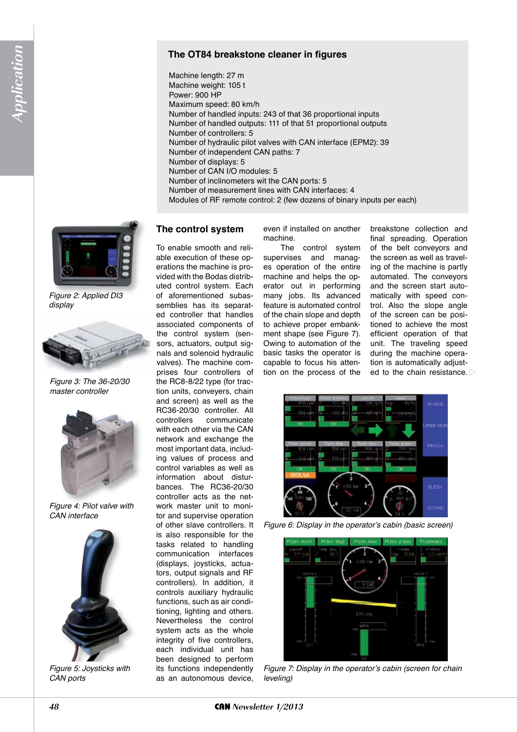## The OT84 breakstone cleaner in figures

Machine length: 27 m
Machine weight: 105 t
Power: 900 HP
Maximum speed: 80 km/h
Number of handled inputs: 243 of that 36 proportional inputs
Number of handled outputs: 111 of that 51 proportional outputs
Number of controllers: 5
Number of hydraulic pilot valves with CAN interface (EPM2): 39
Number of independent CAN paths: 7
Number of displays: 5
Number of CAN I/O modules: 5
Number of inclinometers wit the CAN ports: 5
Number of measurement lines with CAN interfaces: 4
Modules of RF remote control: 2 (few dozens of binary inputs per each)

Figure 2: Applied DI3 display

Figure 3: The 36-20/30 master controller

Figure 4: Pilot valve with CAN interface

Figure 5: Joysticks with CAN ports

## The control system

To enable smooth and reliable execution of these operations the machine is provided with the Bodas distributed control system. Each of aforementioned subassemblies has its separated controller that handles associated components of the control system (sensors, actuators, output signals and solenoid hydraulic valves). The machine comprises four controllers of the RC8-8/22 type (for traction units, conveyers, chain and screen) as well as the RC36-20/30 controller. All controllers communicate with each other via the CAN network and exchange the most important data, including values of process and control variables as well as information about disturbances. The RC36-20/30 controller acts as the network master unit to monitor and supervise operation of other slave controllers. It is also responsible for the tasks related to handling communication interfaces (displays, joysticks, actuators, output signals and RF controllers). In addition, it controls auxiliary hydraulic functions, such as air conditioning, lighting and others. Nevertheless the control system acts as the whole integrity of five controllers, each individual unit has been designed to perform its functions independently as an autonomous device, even if installed on another machine.

The control system supervises and manages operation of the entire machine and helps the operator out in performing many jobs. Its advanced feature is automated control of the chain slope and depth to achieve proper embankment shape (see Figure 7). Owing to automation of the basic tasks the operator is capable to focus his attention on the process of the breakstone collection and final spreading. Operation of the belt conveyors and the screen as well as traveling of the machine is partly automated. The conveyors and the screen start automatically with speed control. Also the slope angle of the screen can be positioned to achieve the most efficient operation of that unit. The traveling speed during the machine operation is automatically adjusted to the chain resistance. ▷

Figure 6: Display in the operator's cabin (basic screen)

Figure 7: Display in the operator's cabin (screen for chain leveling)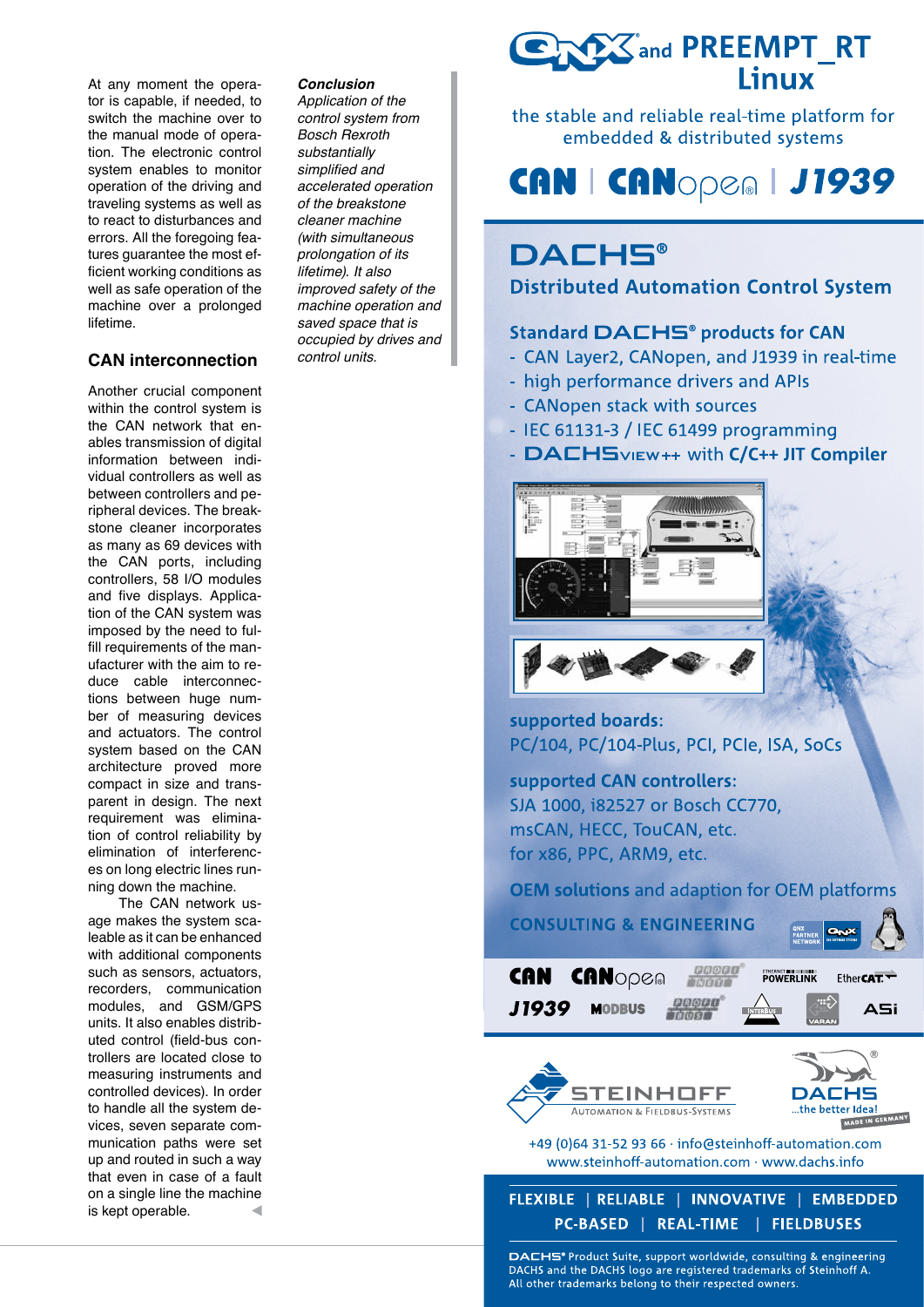At any moment the operator is capable, if needed, to switch the machine over to the manual mode of operation. The electronic control system enables to monitor operation of the driving and traveling systems as well as to react to disturbances and errors. All the foregoing features guarantee the most efficient working conditions as well as safe operation of the machine over a prolonged lifetime.

## CAN interconnection

Another crucial component within the control system is the CAN network that enables transmission of digital information between individual controllers as well as between controllers and peripheral devices. The breakstone cleaner incorporates as many as 69 devices with the CAN ports, including controllers, 58 I/O modules and five displays. Application of the CAN system was imposed by the need to fulfill requirements of the manufacturer with the aim to reduce cable interconnections between huge number of measuring devices and actuators. The control system based on the CAN architecture proved more compact in size and transparent in design. The next requirement was elimination of control reliability by elimination of interferences on long electric lines running down the machine.

The CAN network usage makes the system scaleable as it can be enhanced with additional components such as sensors, actuators, recorders, communication modules, and GSM/GPS units. It also enables distributed control (field-bus controllers are located close to measuring instruments and controlled devices). In order to handle all the system devices, seven separate communication paths were set up and routed in such a way that even in case of a fault on a single line the machine is kept operable. ◄

***Conclusion***

*Application of the control system from Bosch Rexroth substantially simplified and accelerated operation of the breakstone cleaner machine (with simultaneous prolongation of its lifetime). It also improved safety of the machine operation and saved space that is occupied by drives and control units.*

---

# QNX and PREEMPT_RT Linux

the stable and reliable real-time platform for embedded & distributed systems

CAN | CANopen | J1939

## DACHS®

### Distributed Automation Control System

**Standard DACHS® products for CAN**

- CAN Layer2, CANopen, and J1939 in real-time
- high performance drivers and APIs
- CANopen stack with sources
- IEC 61131-3 / IEC 61499 programming
- DACHSview++ with **C/C++ JIT Compiler**

**supported boards:**
PC/104, PC/104-Plus, PCI, PCIe, ISA, SoCs

**supported CAN controllers:**
SJA 1000, i82527 or Bosch CC770, msCAN, HECC, TouCAN, etc. for x86, PPC, ARM9, etc.

**OEM solutions** and adaption for OEM platforms

CONSULTING & ENGINEERING

QNX PARTNER NETWORK

CAN CANopen PROFINET ETHERNET POWERLINK EtherCAT
J1939 MODBUS PROFIBUS INTERBUS VARAN ASi

STEINHOFF
Automation & Fieldbus-Systems

DACHS ...the better Idea! MADE IN GERMANY

+49 (0)64 31-52 93 66 · info@steinhoff-automation.com
www.steinhoff-automation.com · www.dachs.info

**FLEXIBLE | RELIABLE | INNOVATIVE | EMBEDDED**
**PC-BASED | REAL-TIME | FIELDBUSES**

DACHS® Product Suite, support worldwide, consulting & engineering
DACHS and the DACHS logo are registered trademarks of Steinhoff A.
All other trademarks belong to their respected owners.